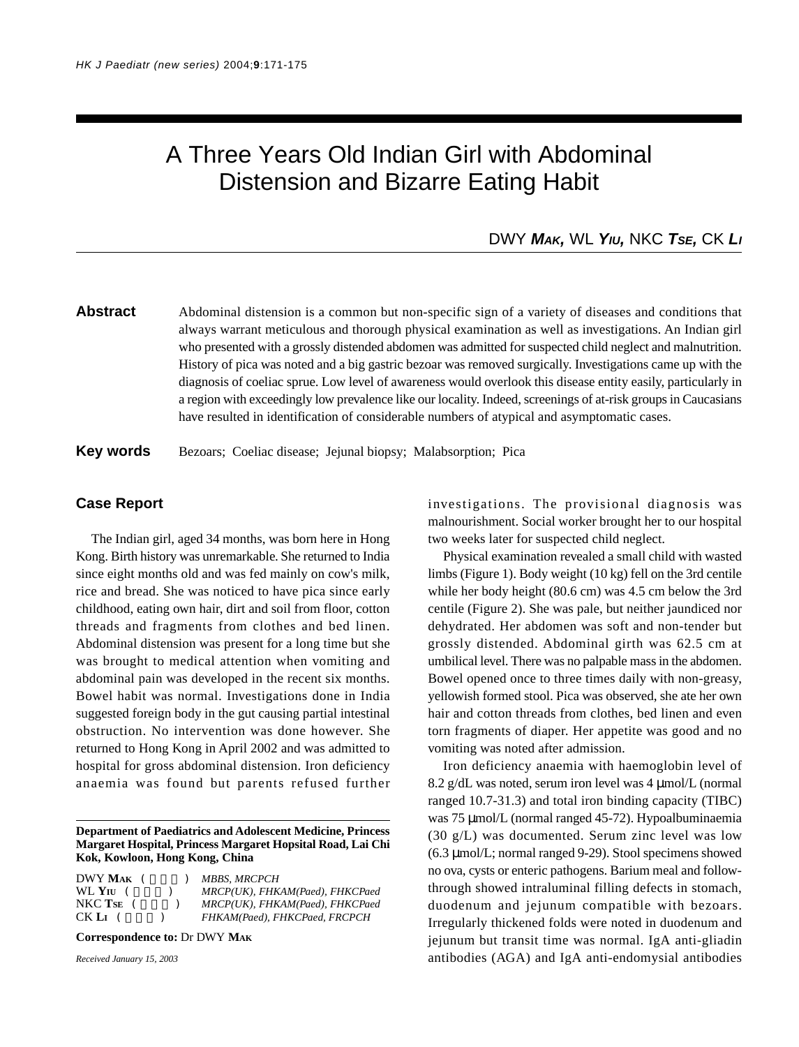# A Three Years Old Indian Girl with Abdominal Distension and Bizarre Eating Habit

DWY **MAK,** WL **YIU,** NKC **TSE,** CK **LI**

**Abstract** Abdominal distension is a common but non-specific sign of a variety of diseases and conditions that always warrant meticulous and thorough physical examination as well as investigations. An Indian girl who presented with a grossly distended abdomen was admitted for suspected child neglect and malnutrition. History of pica was noted and a big gastric bezoar was removed surgically. Investigations came up with the diagnosis of coeliac sprue. Low level of awareness would overlook this disease entity easily, particularly in a region with exceedingly low prevalence like our locality. Indeed, screenings of at-risk groups in Caucasians have resulted in identification of considerable numbers of atypical and asymptomatic cases.

**Key words** Bezoars; Coeliac disease; Jejunal biopsy; Malabsorption; Pica

## Case Report

The Indian girl, aged 34 months, was born here in Hong Kong. Birth history was unremarkable. She returned to India since eight months old and was fed mainly on cow's milk, rice and bread. She was noticed to have pica since early childhood, eating own hair, dirt and soil from floor, cotton threads and fragments from clothes and bed linen. Abdominal distension was present for a long time but she was brought to medical attention when vomiting and abdominal pain was developed in the recent six months. Bowel habit was normal. Investigations done in India suggested foreign body in the gut causing partial intestinal obstruction. No intervention was done however. She returned to Hong Kong in April 2002 and was admitted to hospital for gross abdominal distension. Iron deficiency anaemia was found but parents refused further investigations. The provisional diagnosis was malnourishment. Social worker brought her to our hospital two weeks later for suspected child neglect.

Physical examination revealed a small child with wasted limbs (Figure 1). Body weight (10 kg) fell on the 3rd centile while her body height (80.6 cm) was 4.5 cm below the 3rd centile (Figure 2). She was pale, but neither jaundiced nor dehydrated. Her abdomen was soft and non-tender but grossly distended. Abdominal girth was 62.5 cm at umbilical level. There was no palpable mass in the abdomen. Bowel opened once to three times daily with non-greasy, yellowish formed stool. Pica was observed, she ate her own hair and cotton threads from clothes, bed linen and even torn fragments of diaper. Her appetite was good and no vomiting was noted after admission.

Iron deficiency anaemia with haemoglobin level of 8.2 g/dL was noted, serum iron level was 4 μmol/L (normal ranged 10.7-31.3) and total iron binding capacity (TIBC) was 75 μmol/L (normal ranged 45-72). Hypoalbuminaemia (30 g/L) was documented. Serum zinc level was low (6.3 μmol/L; normal ranged 9-29). Stool specimens showed no ova, cysts or enteric pathogens. Barium meal and follow-through showed intraluminal filling defects in stomach, duodenum and jejunum compatible with bezoars. Irregularly thickened folds were noted in duodenum and jejunum but transit time was normal. IgA anti-gliadin antibodies (AGA) and IgA anti-endomysial antibodies

---

**Department of Paediatrics and Adolescent Medicine, Princess Margaret Hospital, Princess Margaret Hopsital Road, Lai Chi Kok, Kowloon, Hong Kong, China**

DWY **MAK** ( ) *MBBS, MRCPCH*
WL **YIU** ( ) *MRCP(UK), FHKAM(Paed), FHKCPaed*
NKC **TSE** ( ) *MRCP(UK), FHKAM(Paed), FHKCPaed*
CK **LI** ( ) *FHKAM(Paed), FHKCPaed, FRCPCH*

**Correspondence to:** Dr DWY **MAK**

*Received January 15, 2003*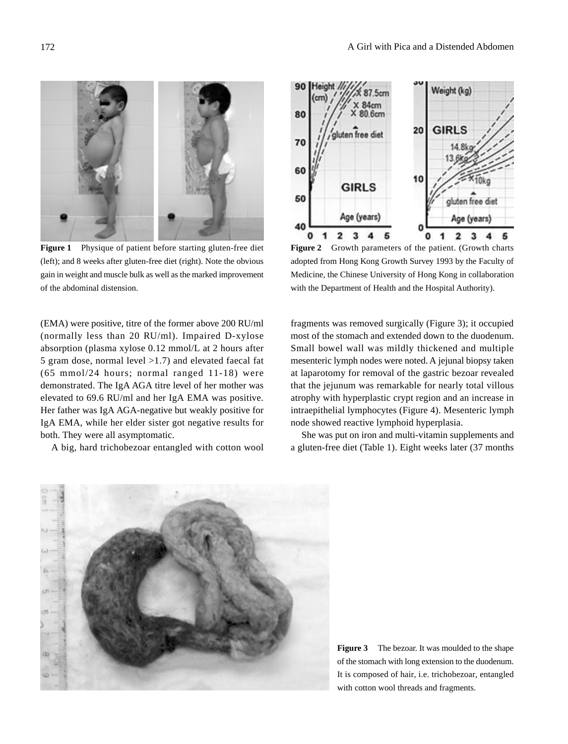Figure 1 Physique of patient before starting gluten-free diet (left); and 8 weeks after gluten-free diet (right). Note the obvious gain in weight and muscle bulk as well as the marked improvement of the abdominal distension.

Figure 2 Growth parameters of the patient. (Growth charts adopted from Hong Kong Growth Survey 1993 by the Faculty of Medicine, the Chinese University of Hong Kong in collaboration with the Department of Health and the Hospital Authority).

(EMA) were positive, titre of the former above 200 RU/ml (normally less than 20 RU/ml). Impaired D-xylose absorption (plasma xylose 0.12 mmol/L at 2 hours after 5 gram dose, normal level >1.7) and elevated faecal fat (65 mmol/24 hours; normal ranged 11-18) were demonstrated. The IgA AGA titre level of her mother was elevated to 69.6 RU/ml and her IgA EMA was positive. Her father was IgA AGA-negative but weakly positive for IgA EMA, while her elder sister got negative results for both. They were all asymptomatic.

A big, hard trichobezoar entangled with cotton wool fragments was removed surgically (Figure 3); it occupied most of the stomach and extended down to the duodenum. Small bowel wall was mildly thickened and multiple mesenteric lymph nodes were noted. A jejunal biopsy taken at laparotomy for removal of the gastric bezoar revealed that the jejunum was remarkable for nearly total villous atrophy with hyperplastic crypt region and an increase in intraepithelial lymphocytes (Figure 4). Mesenteric lymph node showed reactive lymphoid hyperplasia.

She was put on iron and multi-vitamin supplements and a gluten-free diet (Table 1). Eight weeks later (37 months

Figure 3 The bezoar. It was moulded to the shape of the stomach with long extension to the duodenum. It is composed of hair, i.e. trichobezoar, entangled with cotton wool threads and fragments.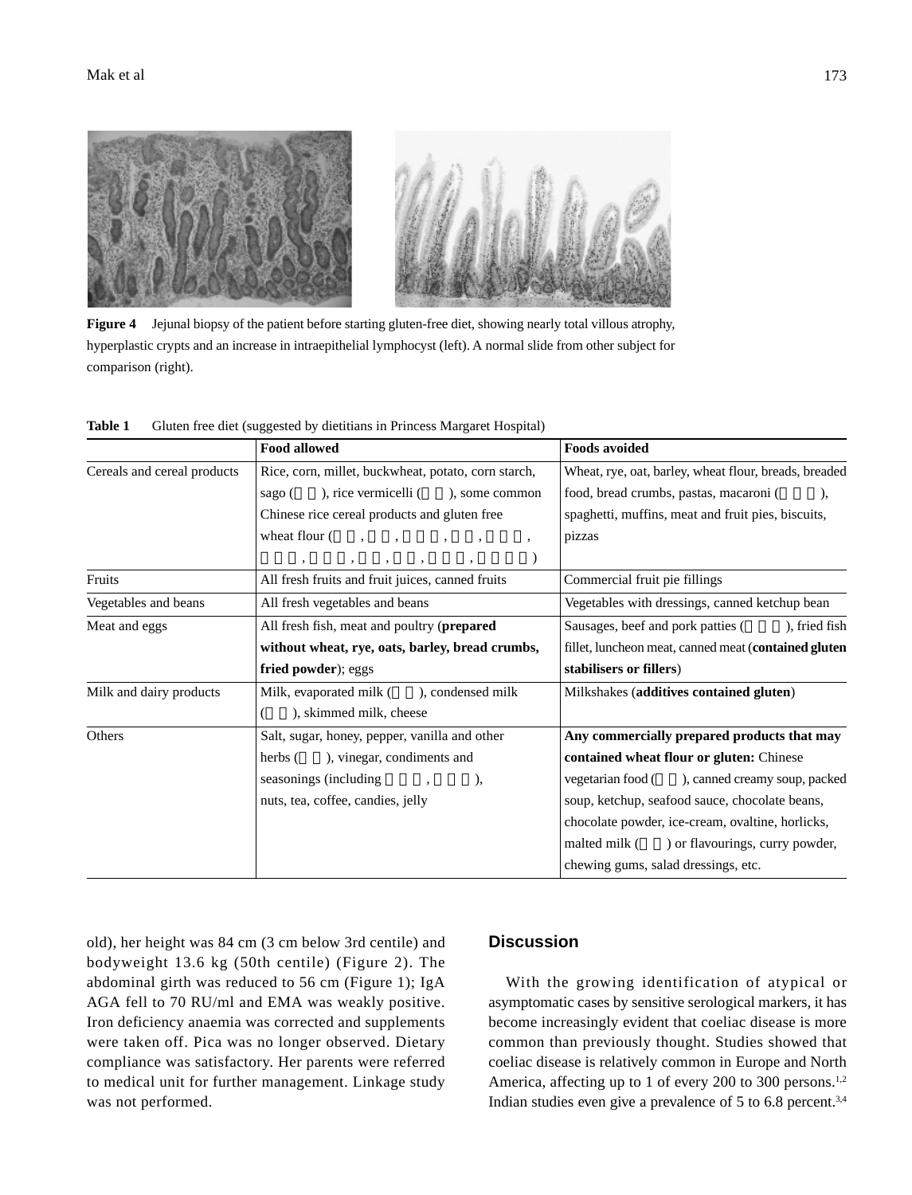**Figure 4** Jejunal biopsy of the patient before starting gluten-free diet, showing nearly total villous atrophy, hyperplastic crypts and an increase in intraepithelial lymphocyst (left). A normal slide from other subject for comparison (right).

**Table 1** Gluten free diet (suggested by dietitians in Princess Margaret Hospital)

| | **Food allowed** | **Foods avoided** |
|---|---|---|
| Cereals and cereal products | Rice, corn, millet, buckwheat, potato, corn starch, sago ( ), rice vermicelli ( ), some common Chinese rice cereal products and gluten free wheat flour ( , , , , , , , , , , ) | Wheat, rye, oat, barley, wheat flour, breads, breaded food, bread crumbs, pastas, macaroni ( ), spaghetti, muffins, meat and fruit pies, biscuits, pizzas |
| Fruits | All fresh fruits and fruit juices, canned fruits | Commercial fruit pie fillings |
| Vegetables and beans | All fresh vegetables and beans | Vegetables with dressings, canned ketchup bean |
| Meat and eggs | All fresh fish, meat and poultry (**prepared without wheat, rye, oats, barley, bread crumbs, fried powder**); eggs | Sausages, beef and pork patties ( ), fried fish fillet, luncheon meat, canned meat (**contained gluten stabilisers or fillers**) |
| Milk and dairy products | Milk, evaporated milk ( ), condensed milk ( ), skimmed milk, cheese | Milkshakes (**additives contained gluten**) |
| Others | Salt, sugar, honey, pepper, vanilla and other herbs ( ), vinegar, condiments and seasonings (including , ), nuts, tea, coffee, candies, jelly | **Any commercially prepared products that may contained wheat flour or gluten:** Chinese vegetarian food ( ), canned creamy soup, packed soup, ketchup, seafood sauce, chocolate beans, chocolate powder, ice-cream, ovaltine, horlicks, malted milk ( ) or flavourings, curry powder, chewing gums, salad dressings, etc. |

old), her height was 84 cm (3 cm below 3rd centile) and bodyweight 13.6 kg (50th centile) (Figure 2). The abdominal girth was reduced to 56 cm (Figure 1); IgA AGA fell to 70 RU/ml and EMA was weakly positive. Iron deficiency anaemia was corrected and supplements were taken off. Pica was no longer observed. Dietary compliance was satisfactory. Her parents were referred to medical unit for further management. Linkage study was not performed.

## Discussion

With the growing identification of atypical or asymptomatic cases by sensitive serological markers, it has become increasingly evident that coeliac disease is more common than previously thought. Studies showed that coeliac disease is relatively common in Europe and North America, affecting up to 1 of every 200 to 300 persons.[1,2] Indian studies even give a prevalence of 5 to 6.8 percent.[3,4]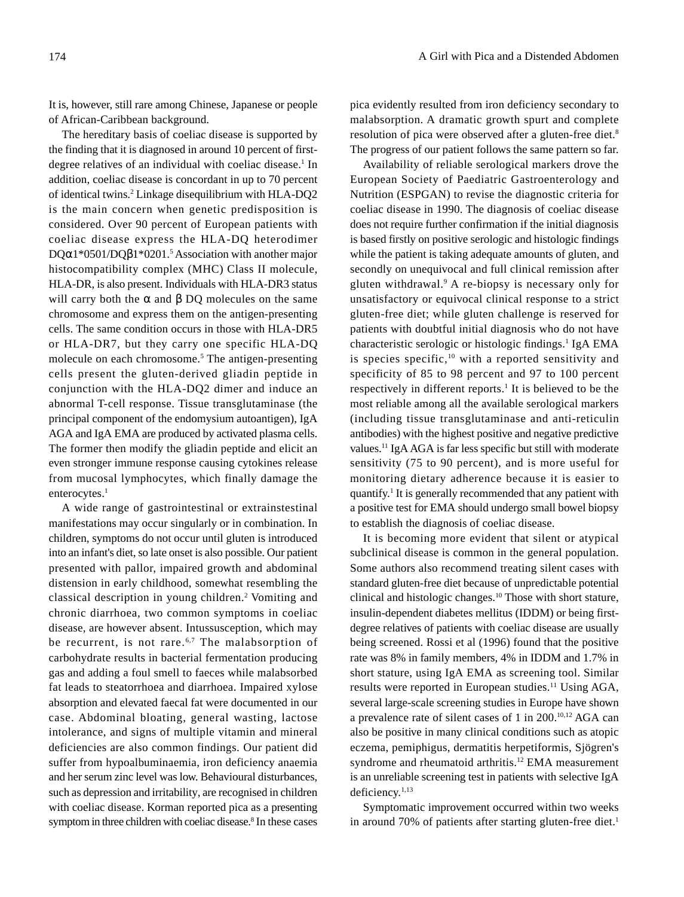It is, however, still rare among Chinese, Japanese or people of African-Caribbean background.

The hereditary basis of coeliac disease is supported by the finding that it is diagnosed in around 10 percent of first-degree relatives of an individual with coeliac disease.[1] In addition, coeliac disease is concordant in up to 70 percent of identical twins.[2] Linkage disequilibrium with HLA-DQ2 is the main concern when genetic predisposition is considered. Over 90 percent of European patients with coeliac disease express the HLA-DQ heterodimer DQα1*0501/DQβ1*0201.[5] Association with another major histocompatibility complex (MHC) Class II molecule, HLA-DR, is also present. Individuals with HLA-DR3 status will carry both the α and β DQ molecules on the same chromosome and express them on the antigen-presenting cells. The same condition occurs in those with HLA-DR5 or HLA-DR7, but they carry one specific HLA-DQ molecule on each chromosome.[5] The antigen-presenting cells present the gluten-derived gliadin peptide in conjunction with the HLA-DQ2 dimer and induce an abnormal T-cell response. Tissue transglutaminase (the principal component of the endomysium autoantigen), IgA AGA and IgA EMA are produced by activated plasma cells. The former then modify the gliadin peptide and elicit an even stronger immune response causing cytokines release from mucosal lymphocytes, which finally damage the enterocytes.[1]

A wide range of gastrointestinal or extrainstestinal manifestations may occur singularly or in combination. In children, symptoms do not occur until gluten is introduced into an infant's diet, so late onset is also possible. Our patient presented with pallor, impaired growth and abdominal distension in early childhood, somewhat resembling the classical description in young children.[2] Vomiting and chronic diarrhoea, two common symptoms in coeliac disease, are however absent. Intussusception, which may be recurrent, is not rare.[6,7] The malabsorption of carbohydrate results in bacterial fermentation producing gas and adding a foul smell to faeces while malabsorbed fat leads to steatorrhoea and diarrhoea. Impaired xylose absorption and elevated faecal fat were documented in our case. Abdominal bloating, general wasting, lactose intolerance, and signs of multiple vitamin and mineral deficiencies are also common findings. Our patient did suffer from hypoalbuminaemia, iron deficiency anaemia and her serum zinc level was low. Behavioural disturbances, such as depression and irritability, are recognised in children with coeliac disease. Korman reported pica as a presenting symptom in three children with coeliac disease.[8] In these cases pica evidently resulted from iron deficiency secondary to malabsorption. A dramatic growth spurt and complete resolution of pica were observed after a gluten-free diet.[8] The progress of our patient follows the same pattern so far.

Availability of reliable serological markers drove the European Society of Paediatric Gastroenterology and Nutrition (ESPGAN) to revise the diagnostic criteria for coeliac disease in 1990. The diagnosis of coeliac disease does not require further confirmation if the initial diagnosis is based firstly on positive serologic and histologic findings while the patient is taking adequate amounts of gluten, and secondly on unequivocal and full clinical remission after gluten withdrawal.[9] A re-biopsy is necessary only for unsatisfactory or equivocal clinical response to a strict gluten-free diet; while gluten challenge is reserved for patients with doubtful initial diagnosis who do not have characteristic serologic or histologic findings.[1] IgA EMA is species specific,[10] with a reported sensitivity and specificity of 85 to 98 percent and 97 to 100 percent respectively in different reports.[1] It is believed to be the most reliable among all the available serological markers (including tissue transglutaminase and anti-reticulin antibodies) with the highest positive and negative predictive values.[11] IgA AGA is far less specific but still with moderate sensitivity (75 to 90 percent), and is more useful for monitoring dietary adherence because it is easier to quantify.[1] It is generally recommended that any patient with a positive test for EMA should undergo small bowel biopsy to establish the diagnosis of coeliac disease.

It is becoming more evident that silent or atypical subclinical disease is common in the general population. Some authors also recommend treating silent cases with standard gluten-free diet because of unpredictable potential clinical and histologic changes.[10] Those with short stature, insulin-dependent diabetes mellitus (IDDM) or being first-degree relatives of patients with coeliac disease are usually being screened. Rossi et al (1996) found that the positive rate was 8% in family members, 4% in IDDM and 1.7% in short stature, using IgA EMA as screening tool. Similar results were reported in European studies.[11] Using AGA, several large-scale screening studies in Europe have shown a prevalence rate of silent cases of 1 in 200.[10,12] AGA can also be positive in many clinical conditions such as atopic eczema, pemiphigus, dermatitis herpetiformis, Sjögren's syndrome and rheumatoid arthritis.[12] EMA measurement is an unreliable screening test in patients with selective IgA deficiency.[1,13]

Symptomatic improvement occurred within two weeks in around 70% of patients after starting gluten-free diet.[1]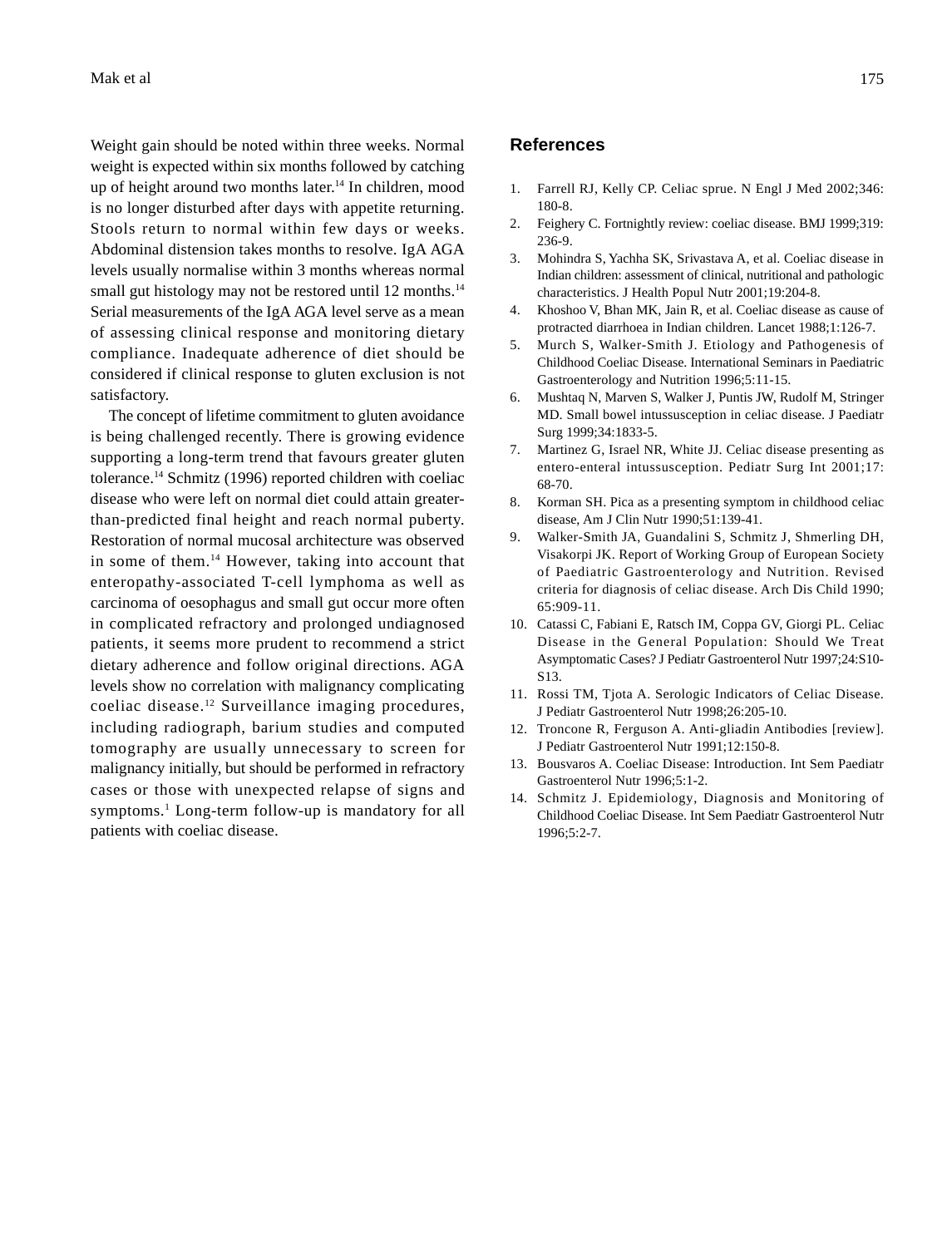Weight gain should be noted within three weeks. Normal weight is expected within six months followed by catching up of height around two months later.[14] In children, mood is no longer disturbed after days with appetite returning. Stools return to normal within few days or weeks. Abdominal distension takes months to resolve. IgA AGA levels usually normalise within 3 months whereas normal small gut histology may not be restored until 12 months.[14] Serial measurements of the IgA AGA level serve as a mean of assessing clinical response and monitoring dietary compliance. Inadequate adherence of diet should be considered if clinical response to gluten exclusion is not satisfactory.

The concept of lifetime commitment to gluten avoidance is being challenged recently. There is growing evidence supporting a long-term trend that favours greater gluten tolerance.[14] Schmitz (1996) reported children with coeliac disease who were left on normal diet could attain greater-than-predicted final height and reach normal puberty. Restoration of normal mucosal architecture was observed in some of them.[14] However, taking into account that enteropathy-associated T-cell lymphoma as well as carcinoma of oesophagus and small gut occur more often in complicated refractory and prolonged undiagnosed patients, it seems more prudent to recommend a strict dietary adherence and follow original directions. AGA levels show no correlation with malignancy complicating coeliac disease.[12] Surveillance imaging procedures, including radiograph, barium studies and computed tomography are usually unnecessary to screen for malignancy initially, but should be performed in refractory cases or those with unexpected relapse of signs and symptoms.[1] Long-term follow-up is mandatory for all patients with coeliac disease.

## References

1. Farrell RJ, Kelly CP. Celiac sprue. N Engl J Med 2002;346:180-8.
2. Feighery C. Fortnightly review: coeliac disease. BMJ 1999;319:236-9.
3. Mohindra S, Yachha SK, Srivastava A, et al. Coeliac disease in Indian children: assessment of clinical, nutritional and pathologic characteristics. J Health Popul Nutr 2001;19:204-8.
4. Khoshoo V, Bhan MK, Jain R, et al. Coeliac disease as cause of protracted diarrhoea in Indian children. Lancet 1988;1:126-7.
5. Murch S, Walker-Smith J. Etiology and Pathogenesis of Childhood Coeliac Disease. International Seminars in Paediatric Gastroenterology and Nutrition 1996;5:11-15.
6. Mushtaq N, Marven S, Walker J, Puntis JW, Rudolf M, Stringer MD. Small bowel intussusception in celiac disease. J Paediatr Surg 1999;34:1833-5.
7. Martinez G, Israel NR, White JJ. Celiac disease presenting as entero-enteral intussusception. Pediatr Surg Int 2001;17:68-70.
8. Korman SH. Pica as a presenting symptom in childhood celiac disease, Am J Clin Nutr 1990;51:139-41.
9. Walker-Smith JA, Guandalini S, Schmitz J, Shmerling DH, Visakorpi JK. Report of Working Group of European Society of Paediatric Gastroenterology and Nutrition. Revised criteria for diagnosis of celiac disease. Arch Dis Child 1990;65:909-11.
10. Catassi C, Fabiani E, Ratsch IM, Coppa GV, Giorgi PL. Celiac Disease in the General Population: Should We Treat Asymptomatic Cases? J Pediatr Gastroenterol Nutr 1997;24:S10-S13.
11. Rossi TM, Tjota A. Serologic Indicators of Celiac Disease. J Pediatr Gastroenterol Nutr 1998;26:205-10.
12. Troncone R, Ferguson A. Anti-gliadin Antibodies [review]. J Pediatr Gastroenterol Nutr 1991;12:150-8.
13. Bousvaros A. Coeliac Disease: Introduction. Int Sem Paediatr Gastroenterol Nutr 1996;5:1-2.
14. Schmitz J. Epidemiology, Diagnosis and Monitoring of Childhood Coeliac Disease. Int Sem Paediatr Gastroenterol Nutr 1996;5:2-7.